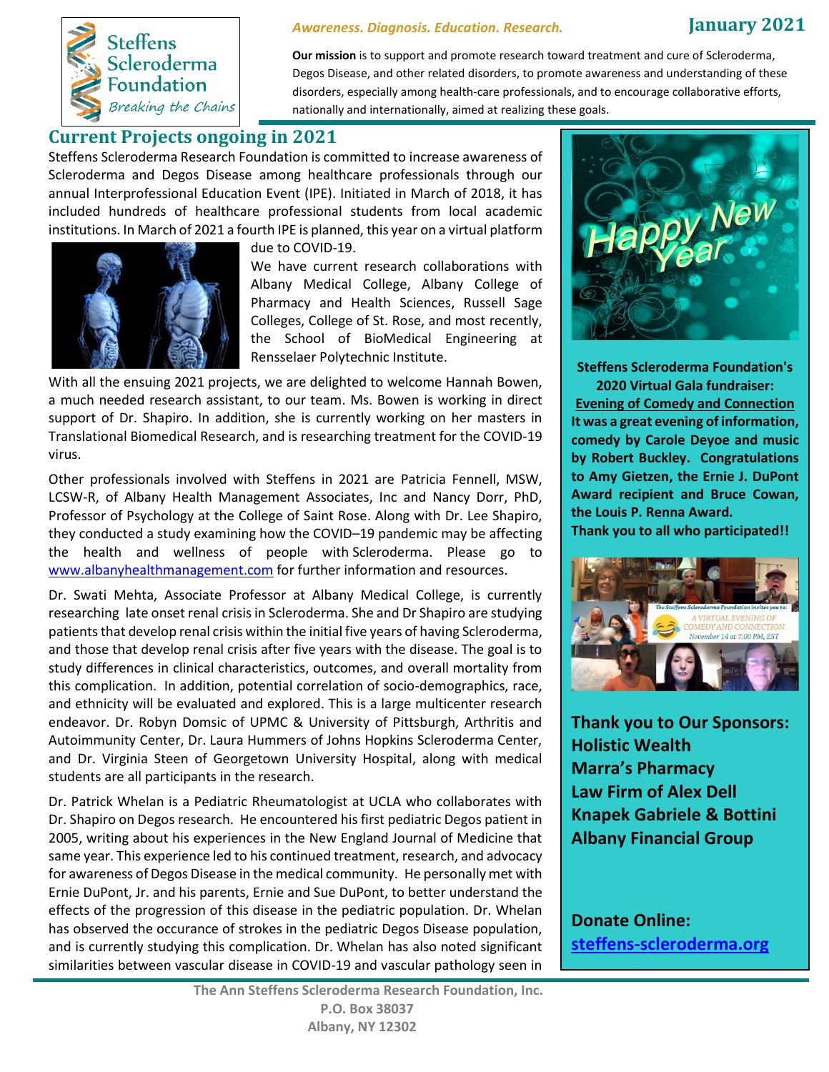**Steffens Scleroderma Foundation**
*Breaking the Chains*

*Awareness. Diagnosis. Education. Research.*

**January 2021**

**Our mission** is to support and promote research toward treatment and cure of Scleroderma, Degos Disease, and other related disorders, to promote awareness and understanding of these disorders, especially among health-care professionals, and to encourage collaborative efforts, nationally and internationally, aimed at realizing these goals.

## Current Projects ongoing in 2021

Steffens Scleroderma Research Foundation is committed to increase awareness of Scleroderma and Degos Disease among healthcare professionals through our annual Interprofessional Education Event (IPE). Initiated in March of 2018, it has included hundreds of healthcare professional students from local academic institutions. In March of 2021 a fourth IPE is planned, this year on a virtual platform due to COVID-19.

We have current research collaborations with Albany Medical College, Albany College of Pharmacy and Health Sciences, Russell Sage Colleges, College of St. Rose, and most recently, the School of BioMedical Engineering at Rensselaer Polytechnic Institute.

With all the ensuing 2021 projects, we are delighted to welcome Hannah Bowen, a much needed research assistant, to our team. Ms. Bowen is working in direct support of Dr. Shapiro. In addition, she is currently working on her masters in Translational Biomedical Research, and is researching treatment for the COVID-19 virus.

Other professionals involved with Steffens in 2021 are Patricia Fennell, MSW, LCSW-R, of Albany Health Management Associates, Inc and Nancy Dorr, PhD, Professor of Psychology at the College of Saint Rose. Along with Dr. Lee Shapiro, they conducted a study examining how the COVID–19 pandemic may be affecting the health and wellness of people with Scleroderma. Please go to www.albanyhealthmanagement.com for further information and resources.

Dr. Swati Mehta, Associate Professor at Albany Medical College, is currently researching late onset renal crisis in Scleroderma. She and Dr Shapiro are studying patients that develop renal crisis within the initial five years of having Scleroderma, and those that develop renal crisis after five years with the disease. The goal is to study differences in clinical characteristics, outcomes, and overall mortality from this complication. In addition, potential correlation of socio-demographics, race, and ethnicity will be evaluated and explored. This is a large multicenter research endeavor. Dr. Robyn Domsic of UPMC & University of Pittsburgh, Arthritis and Autoimmunity Center, Dr. Laura Hummers of Johns Hopkins Scleroderma Center, and Dr. Virginia Steen of Georgetown University Hospital, along with medical students are all participants in the research.

Dr. Patrick Whelan is a Pediatric Rheumatologist at UCLA who collaborates with Dr. Shapiro on Degos research. He encountered his first pediatric Degos patient in 2005, writing about his experiences in the New England Journal of Medicine that same year. This experience led to his continued treatment, research, and advocacy for awareness of Degos Disease in the medical community. He personally met with Ernie DuPont, Jr. and his parents, Ernie and Sue DuPont, to better understand the effects of the progression of this disease in the pediatric population. Dr. Whelan has observed the occurance of strokes in the pediatric Degos Disease population, and is currently studying this complication. Dr. Whelan has also noted significant similarities between vascular disease in COVID-19 and vascular pathology seen in

---

**Steffens Scleroderma Foundation's 2020 Virtual Gala fundraiser: Evening of Comedy and Connection**
**It was a great evening of information, comedy by Carole Deyoe and music by Robert Buckley. Congratulations to Amy Gietzen, the Ernie J. DuPont Award recipient and Bruce Cowan, the Louis P. Renna Award.**
**Thank you to all who participated!!**

**Thank you to Our Sponsors:**
**Holistic Wealth**
**Marra's Pharmacy**
**Law Firm of Alex Dell**
**Knapek Gabriele & Bottini**
**Albany Financial Group**

**Donate Online:**
**steffens-scleroderma.org**

---

The Ann Steffens Scleroderma Research Foundation, Inc.
P.O. Box 38037
Albany, NY 12302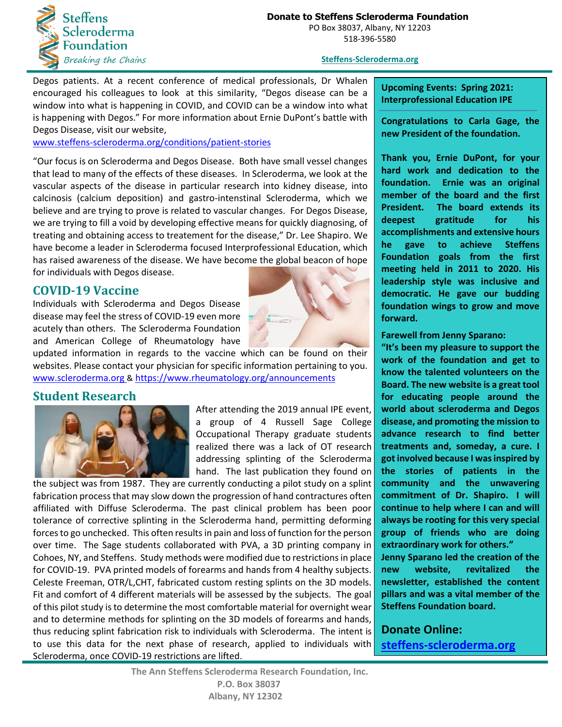Donate to Steffens Scleroderma Foundation
PO Box 38037, Albany, NY 12203
518-396-5580

Steffens-Scleroderma.org

Degos patients. At a recent conference of medical professionals, Dr Whalen encouraged his colleagues to look at this similarity, "Degos disease can be a window into what is happening in COVID, and COVID can be a window into what is happening with Degos." For more information about Ernie DuPont's battle with Degos Disease, visit our website, www.steffens-scleroderma.org/conditions/patient-stories

"Our focus is on Scleroderma and Degos Disease. Both have small vessel changes that lead to many of the effects of these diseases. In Scleroderma, we look at the vascular aspects of the disease in particular research into kidney disease, into calcinosis (calcium deposition) and gastro-intenstinal Scleroderma, which we believe and are trying to prove is related to vascular changes. For Degos Disease, we are trying to fill a void by developing effective means for quickly diagnosing, of treating and obtaining access to treatement for the disease," Dr. Lee Shapiro. We have become a leader in Scleroderma focused Interprofessional Education, which has raised awareness of the disease. We have become the global beacon of hope for individuals with Degos disease.

## COVID-19 Vaccine

Individuals with Scleroderma and Degos Disease disease may feel the stress of COVID-19 even more acutely than others. The Scleroderma Foundation and American College of Rheumatology have updated information in regards to the vaccine which can be found on their websites. Please contact your physician for specific information pertaining to you. www.scleroderma.org & https://www.rheumatology.org/announcements

## Student Research

After attending the 2019 annual IPE event, a group of 4 Russell Sage College Occupational Therapy graduate students realized there was a lack of OT research addressing splinting of the Scleroderma hand. The last publication they found on the subject was from 1987. They are currently conducting a pilot study on a splint fabrication process that may slow down the progression of hand contractures often affiliated with Diffuse Scleroderma. The past clinical problem has been poor tolerance of corrective splinting in the Scleroderma hand, permitting deforming forces to go unchecked. This often results in pain and loss of function for the person over time. The Sage students collaborated with PVA, a 3D printing company in Cohoes, NY, and Steffens. Study methods were modified due to restrictions in place for COVID-19. PVA printed models of forearms and hands from 4 healthy subjects. Celeste Freeman, OTR/L,CHT, fabricated custom resting splints on the 3D models. Fit and comfort of 4 different materials will be assessed by the subjects. The goal of this pilot study is to determine the most comfortable material for overnight wear and to determine methods for splinting on the 3D models of forearms and hands, thus reducing splint fabrication risk to individuals with Scleroderma. The intent is to use this data for the next phase of research, applied to individuals with Scleroderma, once COVID-19 restrictions are lifted.

**Upcoming Events: Spring 2021: Interprofessional Education IPE**

**Congratulations to Carla Gage, the new President of the foundation.**

**Thank you, Ernie DuPont, for your hard work and dedication to the foundation. Ernie was an original member of the board and the first President. The board extends its deepest gratitude for his accomplishments and extensive hours he gave to achieve Steffens Foundation goals from the first meeting held in 2011 to 2020. His leadership style was inclusive and democratic. He gave our budding foundation wings to grow and move forward.**

**Farewell from Jenny Sparano:**
**"It's been my pleasure to support the work of the foundation and get to know the talented volunteers on the Board. The new website is a great tool for educating people around the world about scleroderma and Degos disease, and promoting the mission to advance research to find better treatments and, someday, a cure. I got involved because I was inspired by the stories of patients in the community and the unwavering commitment of Dr. Shapiro. I will continue to help where I can and will always be rooting for this very special group of friends who are doing extraordinary work for others."**
**Jenny Sparano led the creation of the new website, revitalized the newsletter, established the content pillars and was a vital member of the Steffens Foundation board.**

**Donate Online:**
**steffens-scleroderma.org**

The Ann Steffens Scleroderma Research Foundation, Inc.
P.O. Box 38037
Albany, NY 12302